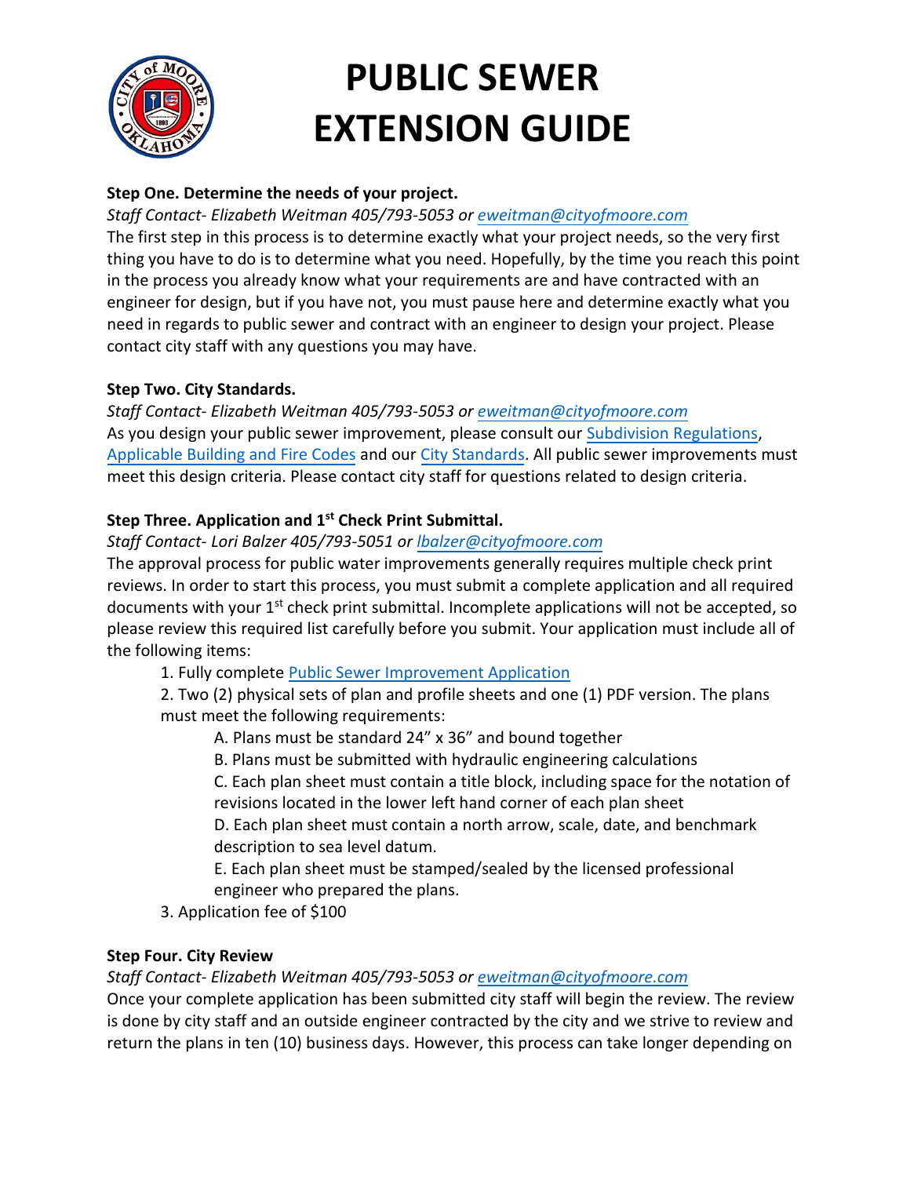# PUBLIC SEWER EXTENSION GUIDE

**Step One. Determine the needs of your project.**

*Staff Contact- Elizabeth Weitman 405/793-5053 or [eweitman@cityofmoore.com](mailto:eweitman@cityofmoore.com)*

The first step in this process is to determine exactly what your project needs, so the very first thing you have to do is to determine what you need. Hopefully, by the time you reach this point in the process you already know what your requirements are and have contracted with an engineer for design, but if you have not, you must pause here and determine exactly what you need in regards to public sewer and contract with an engineer to design your project. Please contact city staff with any questions you may have.

**Step Two. City Standards.**

*Staff Contact- Elizabeth Weitman 405/793-5053 or [eweitman@cityofmoore.com](mailto:eweitman@cityofmoore.com)*

As you design your public sewer improvement, please consult our Subdivision Regulations, Applicable Building and Fire Codes and our City Standards. All public sewer improvements must meet this design criteria. Please contact city staff for questions related to design criteria.

**Step Three. Application and 1st Check Print Submittal.**

*Staff Contact- Lori Balzer 405/793-5051 or [lbalzer@cityofmoore.com](mailto:lbalzer@cityofmoore.com)*

The approval process for public water improvements generally requires multiple check print reviews. In order to start this process, you must submit a complete application and all required documents with your 1st check print submittal. Incomplete applications will not be accepted, so please review this required list carefully before you submit. Your application must include all of the following items:

1. Fully complete Public Sewer Improvement Application
2. Two (2) physical sets of plan and profile sheets and one (1) PDF version. The plans must meet the following requirements:
   - A. Plans must be standard 24" x 36" and bound together
   - B. Plans must be submitted with hydraulic engineering calculations
   - C. Each plan sheet must contain a title block, including space for the notation of revisions located in the lower left hand corner of each plan sheet
   - D. Each plan sheet must contain a north arrow, scale, date, and benchmark description to sea level datum.
   - E. Each plan sheet must be stamped/sealed by the licensed professional engineer who prepared the plans.
3. Application fee of $100

**Step Four. City Review**

*Staff Contact- Elizabeth Weitman 405/793-5053 or [eweitman@cityofmoore.com](mailto:eweitman@cityofmoore.com)*

Once your complete application has been submitted city staff will begin the review. The review is done by city staff and an outside engineer contracted by the city and we strive to review and return the plans in ten (10) business days. However, this process can take longer depending on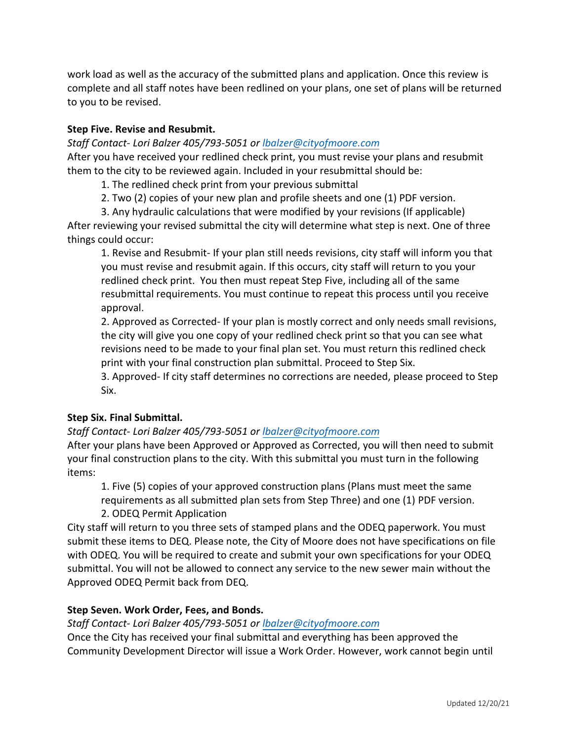work load as well as the accuracy of the submitted plans and application. Once this review is complete and all staff notes have been redlined on your plans, one set of plans will be returned to you to be revised.

**Step Five. Revise and Resubmit.**

*Staff Contact- Lori Balzer 405/793-5051 or [lbalzer@cityofmoore.com](mailto:lbalzer@cityofmoore.com)*

After you have received your redlined check print, you must revise your plans and resubmit them to the city to be reviewed again. Included in your resubmittal should be:

1. The redlined check print from your previous submittal
2. Two (2) copies of your new plan and profile sheets and one (1) PDF version.
3. Any hydraulic calculations that were modified by your revisions (If applicable)

After reviewing your revised submittal the city will determine what step is next. One of three things could occur:

1. Revise and Resubmit- If your plan still needs revisions, city staff will inform you that you must revise and resubmit again. If this occurs, city staff will return to you your redlined check print. You then must repeat Step Five, including all of the same resubmittal requirements. You must continue to repeat this process until you receive approval.
2. Approved as Corrected- If your plan is mostly correct and only needs small revisions, the city will give you one copy of your redlined check print so that you can see what revisions need to be made to your final plan set. You must return this redlined check print with your final construction plan submittal. Proceed to Step Six.
3. Approved- If city staff determines no corrections are needed, please proceed to Step Six.

**Step Six. Final Submittal.**

*Staff Contact- Lori Balzer 405/793-5051 or [lbalzer@cityofmoore.com](mailto:lbalzer@cityofmoore.com)*

After your plans have been Approved or Approved as Corrected, you will then need to submit your final construction plans to the city. With this submittal you must turn in the following items:

1. Five (5) copies of your approved construction plans (Plans must meet the same requirements as all submitted plan sets from Step Three) and one (1) PDF version.
2. ODEQ Permit Application

City staff will return to you three sets of stamped plans and the ODEQ paperwork. You must submit these items to DEQ. Please note, the City of Moore does not have specifications on file with ODEQ. You will be required to create and submit your own specifications for your ODEQ submittal. You will not be allowed to connect any service to the new sewer main without the Approved ODEQ Permit back from DEQ.

**Step Seven. Work Order, Fees, and Bonds.**

*Staff Contact- Lori Balzer 405/793-5051 or [lbalzer@cityofmoore.com](mailto:lbalzer@cityofmoore.com)*

Once the City has received your final submittal and everything has been approved the Community Development Director will issue a Work Order. However, work cannot begin until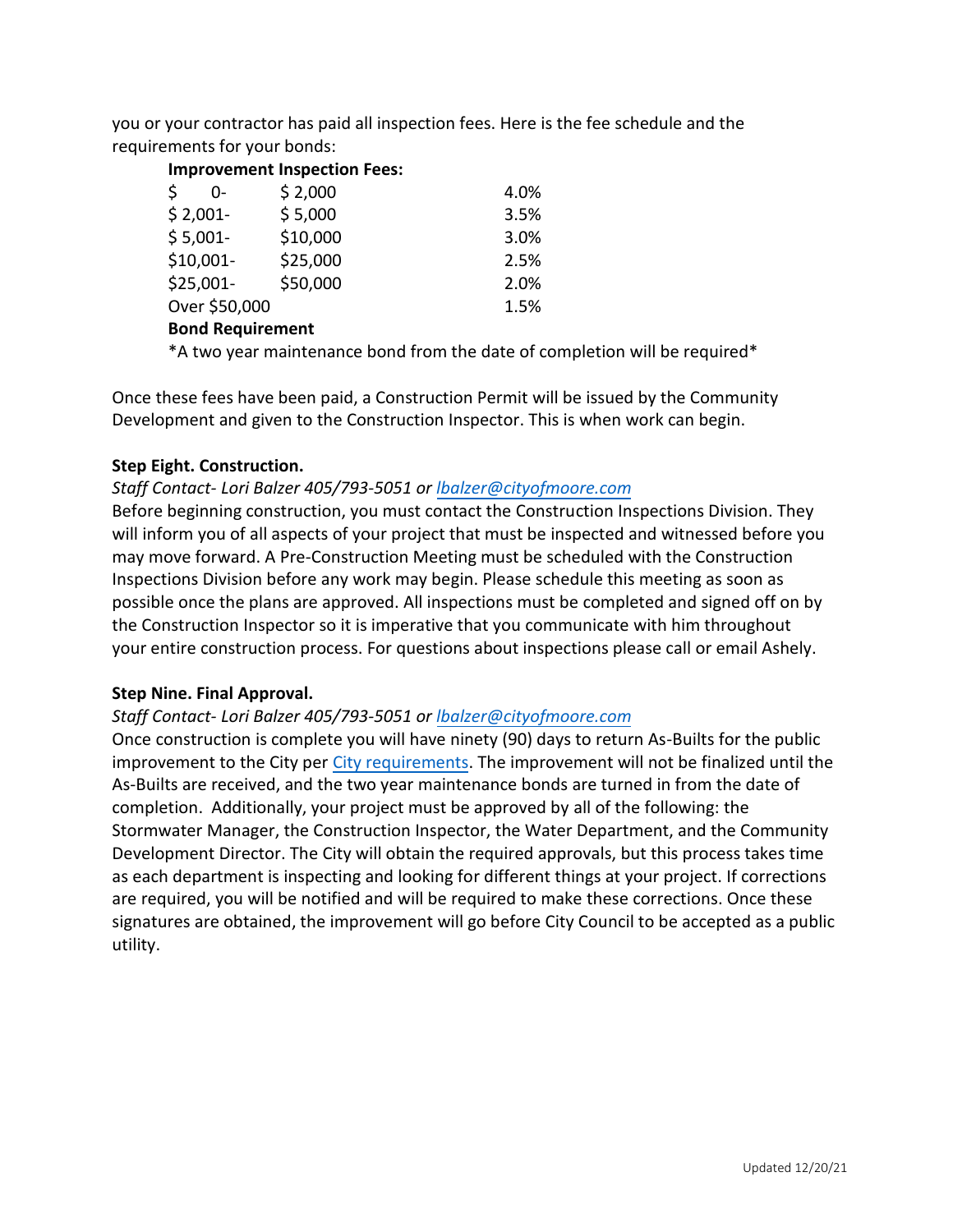you or your contractor has paid all inspection fees. Here is the fee schedule and the requirements for your bonds:

**Improvement Inspection Fees:**

| | | |
|---|---|---|
| $ 0- | $ 2,000 | 4.0% |
| $ 2,001- | $ 5,000 | 3.5% |
| $ 5,001- | $10,000 | 3.0% |
| $10,001- | $25,000 | 2.5% |
| $25,001- | $50,000 | 2.0% |
| Over $50,000 | | 1.5% |

**Bond Requirement**

*A two year maintenance bond from the date of completion will be required*

Once these fees have been paid, a Construction Permit will be issued by the Community Development and given to the Construction Inspector. This is when work can begin.

**Step Eight. Construction.**

*Staff Contact- Lori Balzer 405/793-5051 or [lbalzer@cityofmoore.com](mailto:lbalzer@cityofmoore.com)*

Before beginning construction, you must contact the Construction Inspections Division. They will inform you of all aspects of your project that must be inspected and witnessed before you may move forward. A Pre-Construction Meeting must be scheduled with the Construction Inspections Division before any work may begin. Please schedule this meeting as soon as possible once the plans are approved. All inspections must be completed and signed off on by the Construction Inspector so it is imperative that you communicate with him throughout your entire construction process. For questions about inspections please call or email Ashely.

**Step Nine. Final Approval.**

*Staff Contact- Lori Balzer 405/793-5051 or [lbalzer@cityofmoore.com](mailto:lbalzer@cityofmoore.com)*

Once construction is complete you will have ninety (90) days to return As-Builts for the public improvement to the City per City requirements. The improvement will not be finalized until the As-Builts are received, and the two year maintenance bonds are turned in from the date of completion. Additionally, your project must be approved by all of the following: the Stormwater Manager, the Construction Inspector, the Water Department, and the Community Development Director. The City will obtain the required approvals, but this process takes time as each department is inspecting and looking for different things at your project. If corrections are required, you will be notified and will be required to make these corrections. Once these signatures are obtained, the improvement will go before City Council to be accepted as a public utility.

Updated 12/20/21